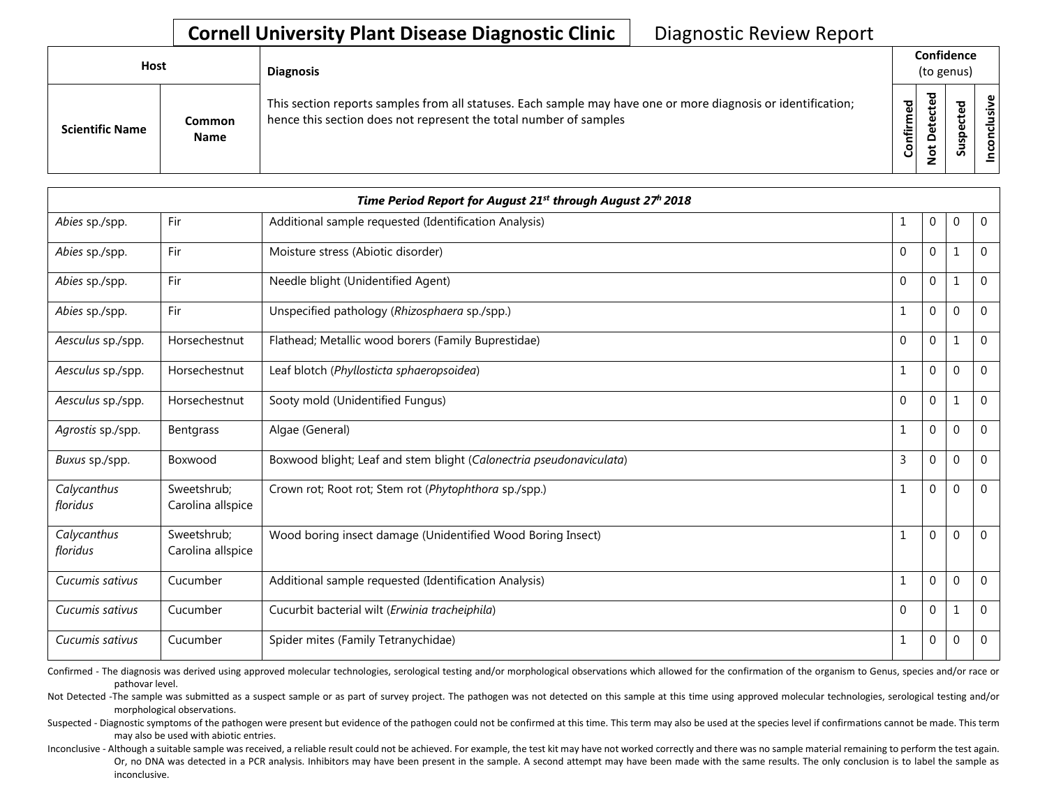# Cornell University Plant Disease Diagnostic Clinic

Diagnostic Review Report

| Host | | Diagnosis | Confidence (to genus) | | | |
|---|---|---|---|---|---|---|
| Scientific Name | Common Name | This section reports samples from all statuses. Each sample may have one or more diagnosis or identification; hence this section does not represent the total number of samples | Confirmed | Not Detected | Suspected | Inconclusive |
| *Time Period Report for August 21st through August 27th 2018* | | | | | | |
| *Abies* sp./spp. | Fir | Additional sample requested (Identification Analysis) | 1 | 0 | 0 | 0 |
| *Abies* sp./spp. | Fir | Moisture stress (Abiotic disorder) | 0 | 0 | 1 | 0 |
| *Abies* sp./spp. | Fir | Needle blight (Unidentified Agent) | 0 | 0 | 1 | 0 |
| *Abies* sp./spp. | Fir | Unspecified pathology (*Rhizosphaera* sp./spp.) | 1 | 0 | 0 | 0 |
| *Aesculus* sp./spp. | Horsechestnut | Flathead; Metallic wood borers (Family Buprestidae) | 0 | 0 | 1 | 0 |
| *Aesculus* sp./spp. | Horsechestnut | Leaf blotch (*Phyllosticta sphaeropsoidea*) | 1 | 0 | 0 | 0 |
| *Aesculus* sp./spp. | Horsechestnut | Sooty mold (Unidentified Fungus) | 0 | 0 | 1 | 0 |
| *Agrostis* sp./spp. | Bentgrass | Algae (General) | 1 | 0 | 0 | 0 |
| *Buxus* sp./spp. | Boxwood | Boxwood blight; Leaf and stem blight (*Calonectria pseudonaviculata*) | 3 | 0 | 0 | 0 |
| *Calycanthus floridus* | Sweetshrub; Carolina allspice | Crown rot; Root rot; Stem rot (*Phytophthora* sp./spp.) | 1 | 0 | 0 | 0 |
| *Calycanthus floridus* | Sweetshrub; Carolina allspice | Wood boring insect damage (Unidentified Wood Boring Insect) | 1 | 0 | 0 | 0 |
| *Cucumis sativus* | Cucumber | Additional sample requested (Identification Analysis) | 1 | 0 | 0 | 0 |
| *Cucumis sativus* | Cucumber | Cucurbit bacterial wilt (*Erwinia tracheiphila*) | 0 | 0 | 1 | 0 |
| *Cucumis sativus* | Cucumber | Spider mites (Family Tetranychidae) | 1 | 0 | 0 | 0 |

Confirmed - The diagnosis was derived using approved molecular technologies, serological testing and/or morphological observations which allowed for the confirmation of the organism to Genus, species and/or race or pathovar level.

Not Detected -The sample was submitted as a suspect sample or as part of survey project. The pathogen was not detected on this sample at this time using approved molecular technologies, serological testing and/or morphological observations.

Suspected - Diagnostic symptoms of the pathogen were present but evidence of the pathogen could not be confirmed at this time. This term may also be used at the species level if confirmations cannot be made. This term may also be used with abiotic entries.

Inconclusive - Although a suitable sample was received, a reliable result could not be achieved. For example, the test kit may have not worked correctly and there was no sample material remaining to perform the test again. Or, no DNA was detected in a PCR analysis. Inhibitors may have been present in the sample. A second attempt may have been made with the same results. The only conclusion is to label the sample as inconclusive.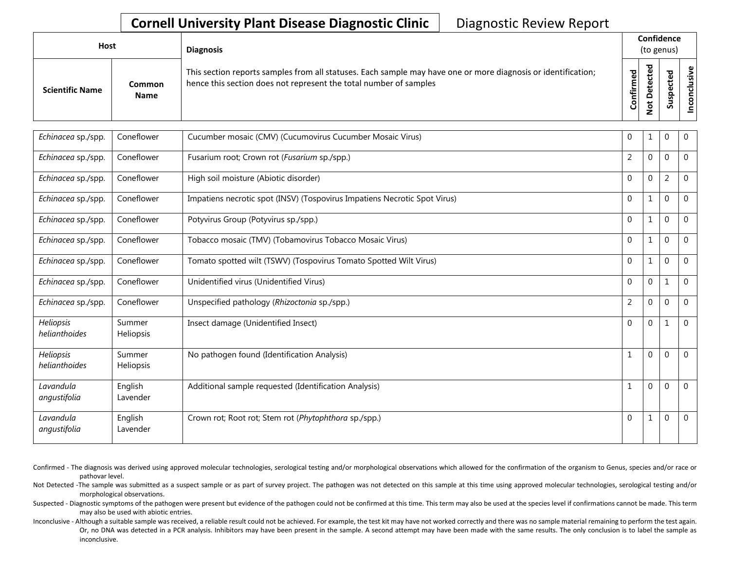# Cornell University Plant Disease Diagnostic Clinic

Diagnostic Review Report

| Host | | Diagnosis | Confidence (to genus) | | | |
|---|---|---|---|---|---|---|
| Scientific Name | Common Name | This section reports samples from all statuses. Each sample may have one or more diagnosis or identification; hence this section does not represent the total number of samples | Confirmed | Not Detected | Suspected | Inconclusive |
| *Echinacea* sp./spp. | Coneflower | Cucumber mosaic (CMV) (Cucumovirus Cucumber Mosaic Virus) | 0 | 1 | 0 | 0 |
| *Echinacea* sp./spp. | Coneflower | Fusarium root; Crown rot (*Fusarium* sp./spp.) | 2 | 0 | 0 | 0 |
| *Echinacea* sp./spp. | Coneflower | High soil moisture (Abiotic disorder) | 0 | 0 | 2 | 0 |
| *Echinacea* sp./spp. | Coneflower | Impatiens necrotic spot (INSV) (Tospovirus Impatiens Necrotic Spot Virus) | 0 | 1 | 0 | 0 |
| *Echinacea* sp./spp. | Coneflower | Potyvirus Group (Potyvirus sp./spp.) | 0 | 1 | 0 | 0 |
| *Echinacea* sp./spp. | Coneflower | Tobacco mosaic (TMV) (Tobamovirus Tobacco Mosaic Virus) | 0 | 1 | 0 | 0 |
| *Echinacea* sp./spp. | Coneflower | Tomato spotted wilt (TSWV) (Tospovirus Tomato Spotted Wilt Virus) | 0 | 1 | 0 | 0 |
| *Echinacea* sp./spp. | Coneflower | Unidentified virus (Unidentified Virus) | 0 | 0 | 1 | 0 |
| *Echinacea* sp./spp. | Coneflower | Unspecified pathology (*Rhizoctonia* sp./spp.) | 2 | 0 | 0 | 0 |
| *Heliopsis helianthoides* | Summer Heliopsis | Insect damage (Unidentified Insect) | 0 | 0 | 1 | 0 |
| *Heliopsis helianthoides* | Summer Heliopsis | No pathogen found (Identification Analysis) | 1 | 0 | 0 | 0 |
| *Lavandula angustifolia* | English Lavender | Additional sample requested (Identification Analysis) | 1 | 0 | 0 | 0 |
| *Lavandula angustifolia* | English Lavender | Crown rot; Root rot; Stem rot (*Phytophthora* sp./spp.) | 0 | 1 | 0 | 0 |

Confirmed - The diagnosis was derived using approved molecular technologies, serological testing and/or morphological observations which allowed for the confirmation of the organism to Genus, species and/or race or pathovar level.

Not Detected -The sample was submitted as a suspect sample or as part of survey project. The pathogen was not detected on this sample at this time using approved molecular technologies, serological testing and/or morphological observations.

Suspected - Diagnostic symptoms of the pathogen were present but evidence of the pathogen could not be confirmed at this time. This term may also be used at the species level if confirmations cannot be made. This term may also be used with abiotic entries.

Inconclusive - Although a suitable sample was received, a reliable result could not be achieved. For example, the test kit may have not worked correctly and there was no sample material remaining to perform the test again. Or, no DNA was detected in a PCR analysis. Inhibitors may have been present in the sample. A second attempt may have been made with the same results. The only conclusion is to label the sample as inconclusive.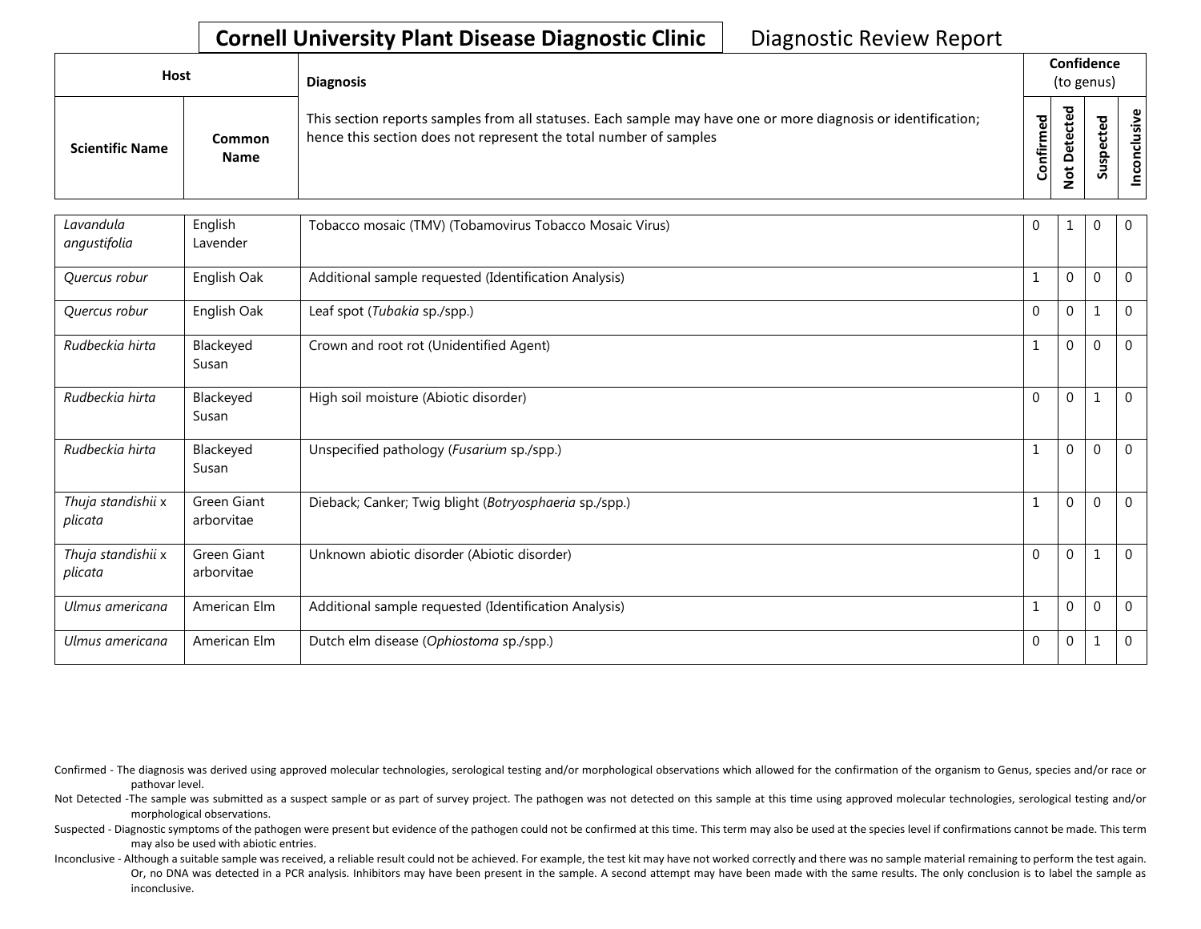# Cornell University Plant Disease Diagnostic Clinic

Diagnostic Review Report

| Host | | Diagnosis | Confidence (to genus) | | | |
|---|---|---|---|---|---|---|
| Scientific Name | Common Name | This section reports samples from all statuses. Each sample may have one or more diagnosis or identification; hence this section does not represent the total number of samples | Confirmed | Not Detected | Suspected | Inconclusive |
| *Lavandula angustifolia* | English Lavender | Tobacco mosaic (TMV) (Tobamovirus Tobacco Mosaic Virus) | 0 | 1 | 0 | 0 |
| *Quercus robur* | English Oak | Additional sample requested (Identification Analysis) | 1 | 0 | 0 | 0 |
| *Quercus robur* | English Oak | Leaf spot (*Tubakia* sp./spp.) | 0 | 0 | 1 | 0 |
| *Rudbeckia hirta* | Blackeyed Susan | Crown and root rot (Unidentified Agent) | 1 | 0 | 0 | 0 |
| *Rudbeckia hirta* | Blackeyed Susan | High soil moisture (Abiotic disorder) | 0 | 0 | 1 | 0 |
| *Rudbeckia hirta* | Blackeyed Susan | Unspecified pathology (*Fusarium* sp./spp.) | 1 | 0 | 0 | 0 |
| *Thuja standishii* x *plicata* | Green Giant arborvitae | Dieback; Canker; Twig blight (*Botryosphaeria* sp./spp.) | 1 | 0 | 0 | 0 |
| *Thuja standishii* x *plicata* | Green Giant arborvitae | Unknown abiotic disorder (Abiotic disorder) | 0 | 0 | 1 | 0 |
| *Ulmus americana* | American Elm | Additional sample requested (Identification Analysis) | 1 | 0 | 0 | 0 |
| *Ulmus americana* | American Elm | Dutch elm disease (*Ophiostoma* sp./spp.) | 0 | 0 | 1 | 0 |

Confirmed - The diagnosis was derived using approved molecular technologies, serological testing and/or morphological observations which allowed for the confirmation of the organism to Genus, species and/or race or pathovar level.

Not Detected -The sample was submitted as a suspect sample or as part of survey project. The pathogen was not detected on this sample at this time using approved molecular technologies, serological testing and/or morphological observations.

Suspected - Diagnostic symptoms of the pathogen were present but evidence of the pathogen could not be confirmed at this time. This term may also be used at the species level if confirmations cannot be made. This term may also be used with abiotic entries.

Inconclusive - Although a suitable sample was received, a reliable result could not be achieved. For example, the test kit may have not worked correctly and there was no sample material remaining to perform the test again. Or, no DNA was detected in a PCR analysis. Inhibitors may have been present in the sample. A second attempt may have been made with the same results. The only conclusion is to label the sample as inconclusive.